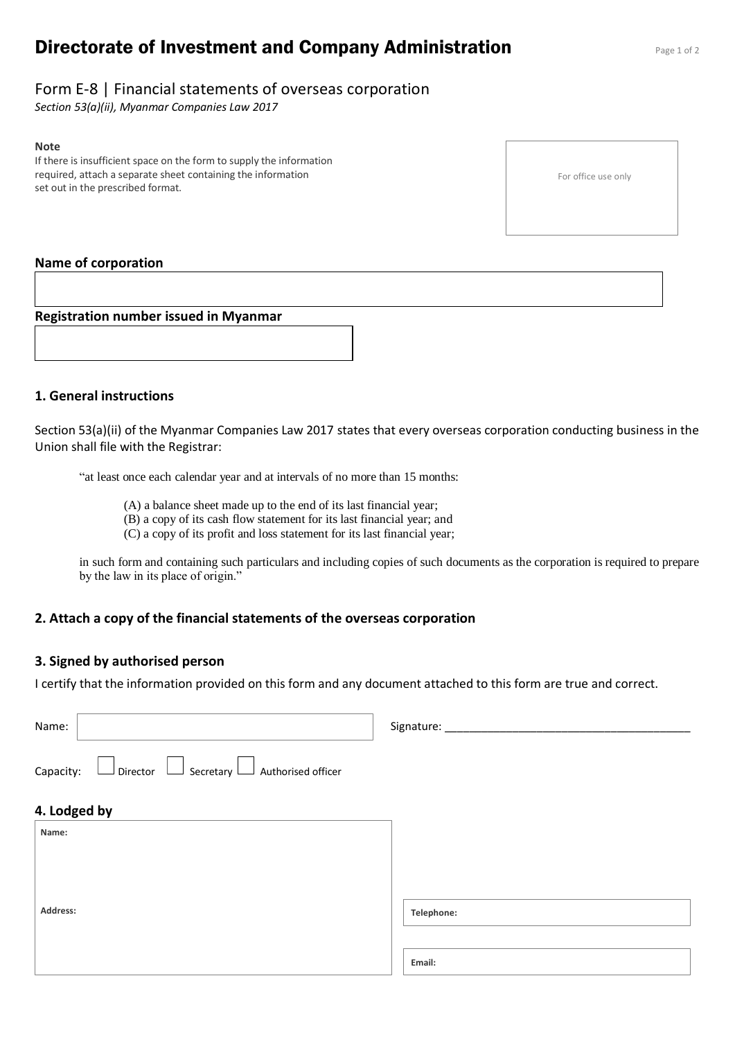# Directorate of Investment and Company Administration

## Form E-8 | Financial statements of overseas corporation

*Section 53(a)(ii), Myanmar Companies Law 2017*

**Note**

If there is insufficient space on the form to supply the information required, attach a separate sheet containing the information set out in the prescribed format.

For office use only

**Name of corporation**

**Registration number issued in Myanmar**

### 1. General instructions

Section 53(a)(ii) of the Myanmar Companies Law 2017 states that every overseas corporation conducting business in the Union shall file with the Registrar:

> "at least once each calendar year and at intervals of no more than 15 months:
>
> (A) a balance sheet made up to the end of its last financial year;
> (B) a copy of its cash flow statement for its last financial year; and
> (C) a copy of its profit and loss statement for its last financial year;
>
> in such form and containing such particulars and including copies of such documents as the corporation is required to prepare by the law in its place of origin."

### 2. Attach a copy of the financial statements of the overseas corporation

### 3. Signed by authorised person

I certify that the information provided on this form and any document attached to this form are true and correct.

Name: Signature: ________________________________________

Capacity: ☐ Director ☐ Secretary ☐ Authorised officer

### 4. Lodged by

**Name:**

**Address:**

**Telephone:**

**Email:**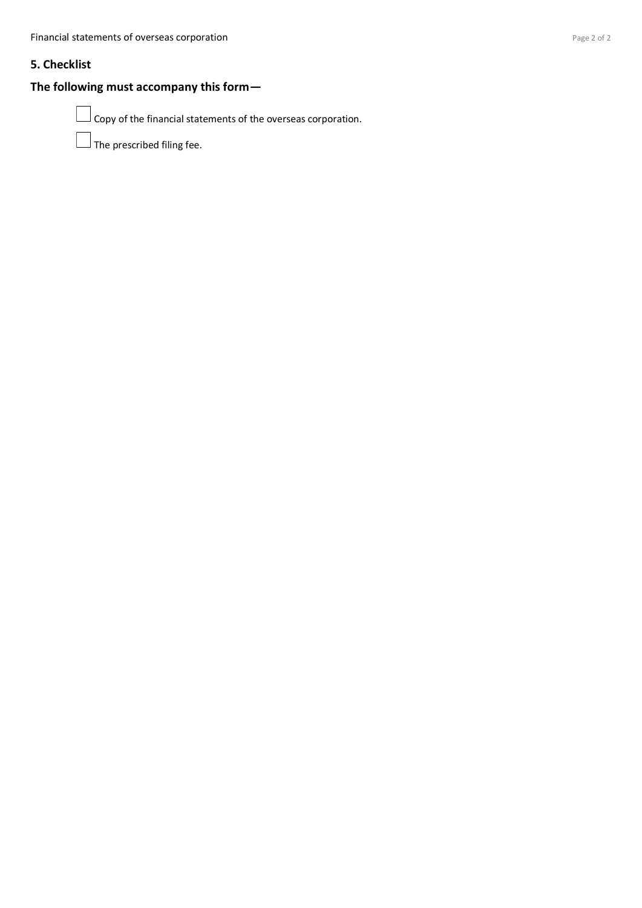## 5. Checklist

## The following must accompany this form—

- [ ] Copy of the financial statements of the overseas corporation.
- [ ] The prescribed filing fee.